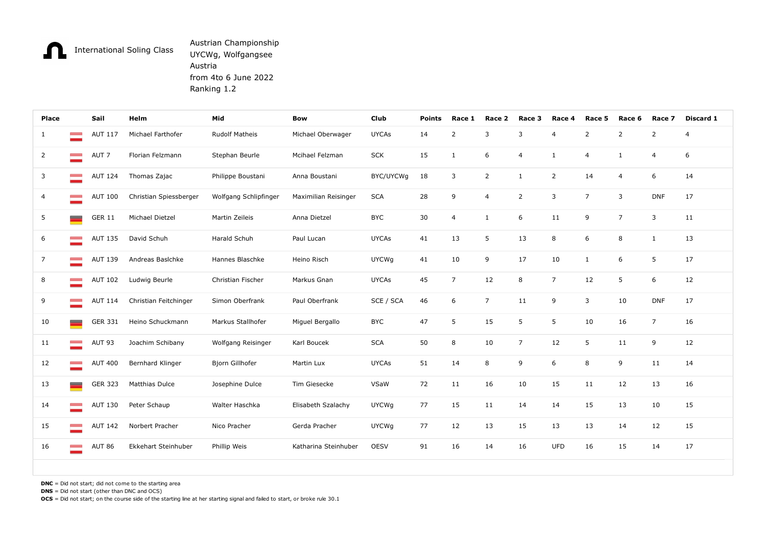International Soling Class

Austrian Championship
UYCWg, Wolfgangsee
Austria
from 4to 6 June 2022
Ranking 1.2

| Place | | Sail | Helm | Mid | Bow | Club | Points | Race 1 | Race 2 | Race 3 | Race 4 | Race 5 | Race 6 | Race 7 | Discard 1 |
|---|---|---|---|---|---|---|---|---|---|---|---|---|---|---|---|
| 1 | | AUT 117 | Michael Farthofer | Rudolf Matheis | Michael Oberwager | UYCAs | 14 | 2 | 3 | 3 | 4 | 2 | 2 | 2 | 4 |
| 2 | | AUT 7 | Florian Felzmann | Stephan Beurle | Mcihael Felzman | SCK | 15 | 1 | 6 | 4 | 1 | 4 | 1 | 4 | 6 |
| 3 | | AUT 124 | Thomas Zajac | Philippe Boustani | Anna Boustani | BYC/UYCWg | 18 | 3 | 2 | 1 | 2 | 14 | 4 | 6 | 14 |
| 4 | | AUT 100 | Christian Spiessberger | Wolfgang Schlipfinger | Maximilian Reisinger | SCA | 28 | 9 | 4 | 2 | 3 | 7 | 3 | DNF | 17 |
| 5 | | GER 11 | Michael Dietzel | Martin Zeileis | Anna Dietzel | BYC | 30 | 4 | 1 | 6 | 11 | 9 | 7 | 3 | 11 |
| 6 | | AUT 135 | David Schuh | Harald Schuh | Paul Lucan | UYCAs | 41 | 13 | 5 | 13 | 8 | 6 | 8 | 1 | 13 |
| 7 | | AUT 139 | Andreas Baslchke | Hannes Blaschke | Heino Risch | UYCWg | 41 | 10 | 9 | 17 | 10 | 1 | 6 | 5 | 17 |
| 8 | | AUT 102 | Ludwig Beurle | Christian Fischer | Markus Gnan | UYCAs | 45 | 7 | 12 | 8 | 7 | 12 | 5 | 6 | 12 |
| 9 | | AUT 114 | Christian Feitchinger | Simon Oberfrank | Paul Oberfrank | SCE / SCA | 46 | 6 | 7 | 11 | 9 | 3 | 10 | DNF | 17 |
| 10 | | GER 331 | Heino Schuckmann | Markus Stallhofer | Miguel Bergallo | BYC | 47 | 5 | 15 | 5 | 5 | 10 | 16 | 7 | 16 |
| 11 | | AUT 93 | Joachim Schibany | Wolfgang Reisinger | Karl Boucek | SCA | 50 | 8 | 10 | 7 | 12 | 5 | 11 | 9 | 12 |
| 12 | | AUT 400 | Bernhard Klinger | Bjorn Gillhofer | Martin Lux | UYCAs | 51 | 14 | 8 | 9 | 6 | 8 | 9 | 11 | 14 |
| 13 | | GER 323 | Matthias Dulce | Josephine Dulce | Tim Giesecke | VSaW | 72 | 11 | 16 | 10 | 15 | 11 | 12 | 13 | 16 |
| 14 | | AUT 130 | Peter Schaup | Walter Haschka | Elisabeth Szalachy | UYCWg | 77 | 15 | 11 | 14 | 14 | 15 | 13 | 10 | 15 |
| 15 | | AUT 142 | Norbert Pracher | Nico Pracher | Gerda Pracher | UYCWg | 77 | 12 | 13 | 15 | 13 | 13 | 14 | 12 | 15 |
| 16 | | AUT 86 | Ekkehart Steinhuber | Phillip Weis | Katharina Steinhuber | OESV | 91 | 16 | 14 | 16 | UFD | 16 | 15 | 14 | 17 |

**DNC** = Did not start; did not come to the starting area
**DNS** = Did not start (other than DNC and OCS)
**OCS** = Did not start; on the course side of the starting line at her starting signal and failed to start, or broke rule 30.1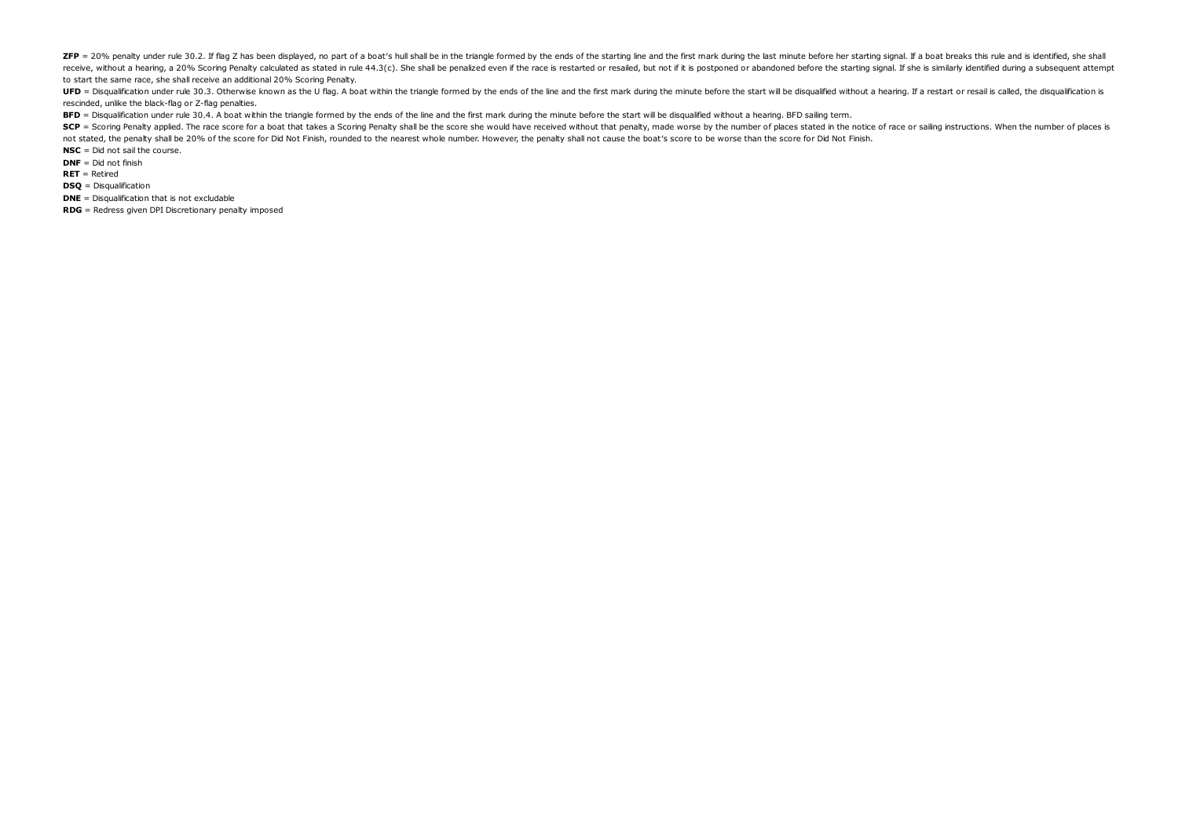**ZFP** = 20% penalty under rule 30.2. If flag Z has been displayed, no part of a boat's hull shall be in the triangle formed by the ends of the starting line and the first mark during the last minute before her starting signal. If a boat breaks this rule and is identified, she shall receive, without a hearing, a 20% Scoring Penalty calculated as stated in rule 44.3(c). She shall be penalized even if the race is restarted or resailed, but not if it is postponed or abandoned before the starting signal. If she is similarly identified during a subsequent attempt to start the same race, she shall receive an additional 20% Scoring Penalty.

**UFD** = Disqualification under rule 30.3. Otherwise known as the U flag. A boat within the triangle formed by the ends of the line and the first mark during the minute before the start will be disqualified without a hearing. If a restart or resail is called, the disqualification is rescinded, unlike the black-flag or Z-flag penalties.

**BFD** = Disqualification under rule 30.4. A boat within the triangle formed by the ends of the line and the first mark during the minute before the start will be disqualified without a hearing. BFD sailing term.

**SCP** = Scoring Penalty applied. The race score for a boat that takes a Scoring Penalty shall be the score she would have received without that penalty, made worse by the number of places stated in the notice of race or sailing instructions. When the number of places is not stated, the penalty shall be 20% of the score for Did Not Finish, rounded to the nearest whole number. However, the penalty shall not cause the boat's score to be worse than the score for Did Not Finish.

**NSC** = Did not sail the course.

**DNF** = Did not finish

**RET** = Retired

**DSQ** = Disqualification

**DNE** = Disqualification that is not excludable

**RDG** = Redress given DPI Discretionary penalty imposed